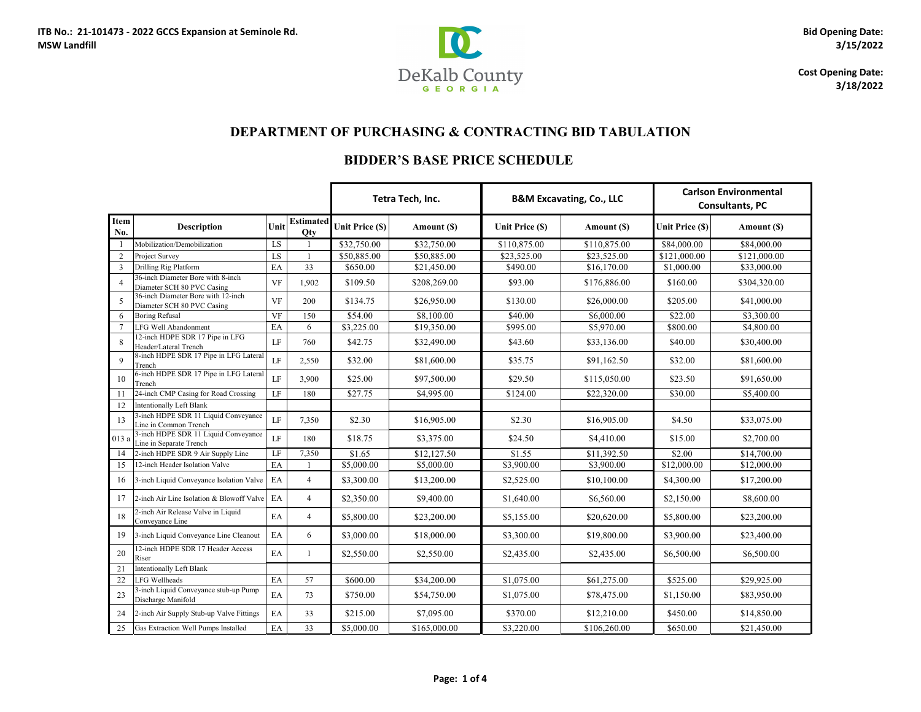**ITB No.: 21-101473 - 2022 GCCS Expansion at Seminole Rd. MSW Landfill**

DeKalb County GEORGIA

**Bid Opening Date: 3/15/2022**

**Cost Opening Date: 3/18/2022**

## DEPARTMENT OF PURCHASING & CONTRACTING BID TABULATION

## BIDDER'S BASE PRICE SCHEDULE

| | | | | Tetra Tech, Inc. | | B&M Excavating, Co., LLC | | Carlson Environmental Consultants, PC | |
|---|---|---|---|---|---|---|---|---|---|
| **Item No.** | **Description** | **Unit** | **Estimated Qty** | **Unit Price ($)** | **Amount ($)** | **Unit Price ($)** | **Amount ($)** | **Unit Price ($)** | **Amount ($)** |
| 1 | Mobilization/Demobilization | LS | 1 | $32,750.00 | $32,750.00 | $110,875.00 | $110,875.00 | $84,000.00 | $84,000.00 |
| 2 | Project Survey | LS | 1 | $50,885.00 | $50,885.00 | $23,525.00 | $23,525.00 | $121,000.00 | $121,000.00 |
| 3 | Drilling Rig Platform | EA | 33 | $650.00 | $21,450.00 | $490.00 | $16,170.00 | $1,000.00 | $33,000.00 |
| 4 | 36-inch Diameter Bore with 8-inch Diameter SCH 80 PVC Casing | VF | 1,902 | $109.50 | $208,269.00 | $93.00 | $176,886.00 | $160.00 | $304,320.00 |
| 5 | 36-inch Diameter Bore with 12-inch Diameter SCH 80 PVC Casing | VF | 200 | $134.75 | $26,950.00 | $130.00 | $26,000.00 | $205.00 | $41,000.00 |
| 6 | Boring Refusal | VF | 150 | $54.00 | $8,100.00 | $40.00 | $6,000.00 | $22.00 | $3,300.00 |
| 7 | LFG Well Abandonment | EA | 6 | $3,225.00 | $19,350.00 | $995.00 | $5,970.00 | $800.00 | $4,800.00 |
| 8 | 12-inch HDPE SDR 17 Pipe in LFG Header/Lateral Trench | LF | 760 | $42.75 | $32,490.00 | $43.60 | $33,136.00 | $40.00 | $30,400.00 |
| 9 | 8-inch HDPE SDR 17 Pipe in LFG Lateral Trench | LF | 2,550 | $32.00 | $81,600.00 | $35.75 | $91,162.50 | $32.00 | $81,600.00 |
| 10 | 6-inch HDPE SDR 17 Pipe in LFG Lateral Trench | LF | 3,900 | $25.00 | $97,500.00 | $29.50 | $115,050.00 | $23.50 | $91,650.00 |
| 11 | 24-inch CMP Casing for Road Crossing | LF | 180 | $27.75 | $4,995.00 | $124.00 | $22,320.00 | $30.00 | $5,400.00 |
| 12 | Intentionally Left Blank | | | | | | | | |
| 13 | 3-inch HDPE SDR 11 Liquid Conveyance Line in Common Trench | LF | 7,350 | $2.30 | $16,905.00 | $2.30 | $16,905.00 | $4.50 | $33,075.00 |
| 013 a | 3-inch HDPE SDR 11 Liquid Conveyance Line in Separate Trench | LF | 180 | $18.75 | $3,375.00 | $24.50 | $4,410.00 | $15.00 | $2,700.00 |
| 14 | 2-inch HDPE SDR 9 Air Supply Line | LF | 7,350 | $1.65 | $12,127.50 | $1.55 | $11,392.50 | $2.00 | $14,700.00 |
| 15 | 12-inch Header Isolation Valve | EA | 1 | $5,000.00 | $5,000.00 | $3,900.00 | $3,900.00 | $12,000.00 | $12,000.00 |
| 16 | 3-inch Liquid Conveyance Isolation Valve | EA | 4 | $3,300.00 | $13,200.00 | $2,525.00 | $10,100.00 | $4,300.00 | $17,200.00 |
| 17 | 2-inch Air Line Isolation & Blowoff Valve | EA | 4 | $2,350.00 | $9,400.00 | $1,640.00 | $6,560.00 | $2,150.00 | $8,600.00 |
| 18 | 2-inch Air Release Valve in Liquid Conveyance Line | EA | 4 | $5,800.00 | $23,200.00 | $5,155.00 | $20,620.00 | $5,800.00 | $23,200.00 |
| 19 | 3-inch Liquid Conveyance Line Cleanout | EA | 6 | $3,000.00 | $18,000.00 | $3,300.00 | $19,800.00 | $3,900.00 | $23,400.00 |
| 20 | 12-inch HDPE SDR 17 Header Access Riser | EA | 1 | $2,550.00 | $2,550.00 | $2,435.00 | $2,435.00 | $6,500.00 | $6,500.00 |
| 21 | Intentionally Left Blank | | | | | | | | |
| 22 | LFG Wellheads | EA | 57 | $600.00 | $34,200.00 | $1,075.00 | $61,275.00 | $525.00 | $29,925.00 |
| 23 | 3-inch Liquid Conveyance stub-up Pump Discharge Manifold | EA | 73 | $750.00 | $54,750.00 | $1,075.00 | $78,475.00 | $1,150.00 | $83,950.00 |
| 24 | 2-inch Air Supply Stub-up Valve Fittings | EA | 33 | $215.00 | $7,095.00 | $370.00 | $12,210.00 | $450.00 | $14,850.00 |
| 25 | Gas Extraction Well Pumps Installed | EA | 33 | $5,000.00 | $165,000.00 | $3,220.00 | $106,260.00 | $650.00 | $21,450.00 |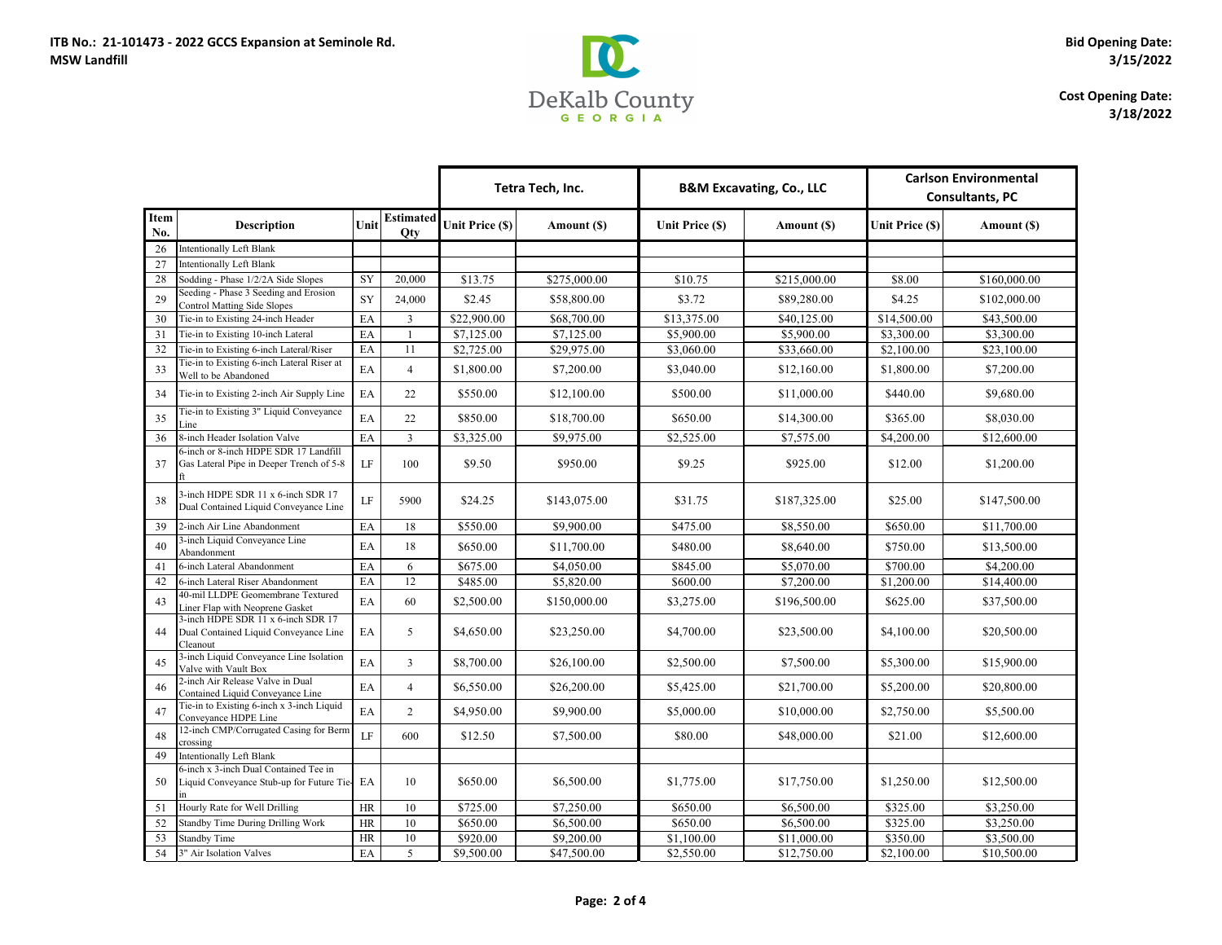**ITB No.: 21-101473 - 2022 GCCS Expansion at Seminole Rd. MSW Landfill**

DeKalb County GEORGIA

**Bid Opening Date: 3/15/2022**

**Cost Opening Date: 3/18/2022**

| | | | | Tetra Tech, Inc. | | B&M Excavating, Co., LLC | | Carlson Environmental Consultants, PC | |
|---|---|---|---|---|---|---|---|---|---|
| Item No. | Description | Unit | Estimated Qty | Unit Price ($) | Amount ($) | Unit Price ($) | Amount ($) | Unit Price ($) | Amount ($) |
| 26 | Intentionally Left Blank | | | | | | | | |
| 27 | Intentionally Left Blank | | | | | | | | |
| 28 | Sodding - Phase 1/2/2A Side Slopes | SY | 20,000 | $13.75 | $275,000.00 | $10.75 | $215,000.00 | $8.00 | $160,000.00 |
| 29 | Seeding - Phase 3 Seeding and Erosion Control Matting Side Slopes | SY | 24,000 | $2.45 | $58,800.00 | $3.72 | $89,280.00 | $4.25 | $102,000.00 |
| 30 | Tie-in to Existing 24-inch Header | EA | 3 | $22,900.00 | $68,700.00 | $13,375.00 | $40,125.00 | $14,500.00 | $43,500.00 |
| 31 | Tie-in to Existing 10-inch Lateral | EA | 1 | $7,125.00 | $7,125.00 | $5,900.00 | $5,900.00 | $3,300.00 | $3,300.00 |
| 32 | Tie-in to Existing 6-inch Lateral/Riser | EA | 11 | $2,725.00 | $29,975.00 | $3,060.00 | $33,660.00 | $2,100.00 | $23,100.00 |
| 33 | Tie-in to Existing 6-inch Lateral Riser at Well to be Abandoned | EA | 4 | $1,800.00 | $7,200.00 | $3,040.00 | $12,160.00 | $1,800.00 | $7,200.00 |
| 34 | Tie-in to Existing 2-inch Air Supply Line | EA | 22 | $550.00 | $12,100.00 | $500.00 | $11,000.00 | $440.00 | $9,680.00 |
| 35 | Tie-in to Existing 3" Liquid Conveyance Line | EA | 22 | $850.00 | $18,700.00 | $650.00 | $14,300.00 | $365.00 | $8,030.00 |
| 36 | 8-inch Header Isolation Valve | EA | 3 | $3,325.00 | $9,975.00 | $2,525.00 | $7,575.00 | $4,200.00 | $12,600.00 |
| 37 | 6-inch or 8-inch HDPE SDR 17 Landfill Gas Lateral Pipe in Deeper Trench of 5-8 ft | LF | 100 | $9.50 | $950.00 | $9.25 | $925.00 | $12.00 | $1,200.00 |
| 38 | 3-inch HDPE SDR 11 x 6-inch SDR 17 Dual Contained Liquid Conveyance Line | LF | 5900 | $24.25 | $143,075.00 | $31.75 | $187,325.00 | $25.00 | $147,500.00 |
| 39 | 2-inch Air Line Abandonment | EA | 18 | $550.00 | $9,900.00 | $475.00 | $8,550.00 | $650.00 | $11,700.00 |
| 40 | 3-inch Liquid Conveyance Line Abandonment | EA | 18 | $650.00 | $11,700.00 | $480.00 | $8,640.00 | $750.00 | $13,500.00 |
| 41 | 6-inch Lateral Abandonment | EA | 6 | $675.00 | $4,050.00 | $845.00 | $5,070.00 | $700.00 | $4,200.00 |
| 42 | 6-inch Lateral Riser Abandonment | EA | 12 | $485.00 | $5,820.00 | $600.00 | $7,200.00 | $1,200.00 | $14,400.00 |
| 43 | 40-mil LLDPE Geomembrane Textured Liner Flap with Neoprene Gasket | EA | 60 | $2,500.00 | $150,000.00 | $3,275.00 | $196,500.00 | $625.00 | $37,500.00 |
| 44 | 3-inch HDPE SDR 11 x 6-inch SDR 17 Dual Contained Liquid Conveyance Line Cleanout | EA | 5 | $4,650.00 | $23,250.00 | $4,700.00 | $23,500.00 | $4,100.00 | $20,500.00 |
| 45 | 3-inch Liquid Conveyance Line Isolation Valve with Vault Box | EA | 3 | $8,700.00 | $26,100.00 | $2,500.00 | $7,500.00 | $5,300.00 | $15,900.00 |
| 46 | 2-inch Air Release Valve in Dual Contained Liquid Conveyance Line | EA | 4 | $6,550.00 | $26,200.00 | $5,425.00 | $21,700.00 | $5,200.00 | $20,800.00 |
| 47 | Tie-in to Existing 6-inch x 3-inch Liquid Conveyance HDPE Line | EA | 2 | $4,950.00 | $9,900.00 | $5,000.00 | $10,000.00 | $2,750.00 | $5,500.00 |
| 48 | 12-inch CMP/Corrugated Casing for Berm crossing | LF | 600 | $12.50 | $7,500.00 | $80.00 | $48,000.00 | $21.00 | $12,600.00 |
| 49 | Intentionally Left Blank | | | | | | | | |
| 50 | 6-inch x 3-inch Dual Contained Tee in Liquid Conveyance Stub-up for Future Tie-in | EA | 10 | $650.00 | $6,500.00 | $1,775.00 | $17,750.00 | $1,250.00 | $12,500.00 |
| 51 | Hourly Rate for Well Drilling | HR | 10 | $725.00 | $7,250.00 | $650.00 | $6,500.00 | $325.00 | $3,250.00 |
| 52 | Standby Time During Drilling Work | HR | 10 | $650.00 | $6,500.00 | $650.00 | $6,500.00 | $325.00 | $3,250.00 |
| 53 | Standby Time | HR | 10 | $920.00 | $9,200.00 | $1,100.00 | $11,000.00 | $350.00 | $3,500.00 |
| 54 | 3" Air Isolation Valves | EA | 5 | $9,500.00 | $47,500.00 | $2,550.00 | $12,750.00 | $2,100.00 | $10,500.00 |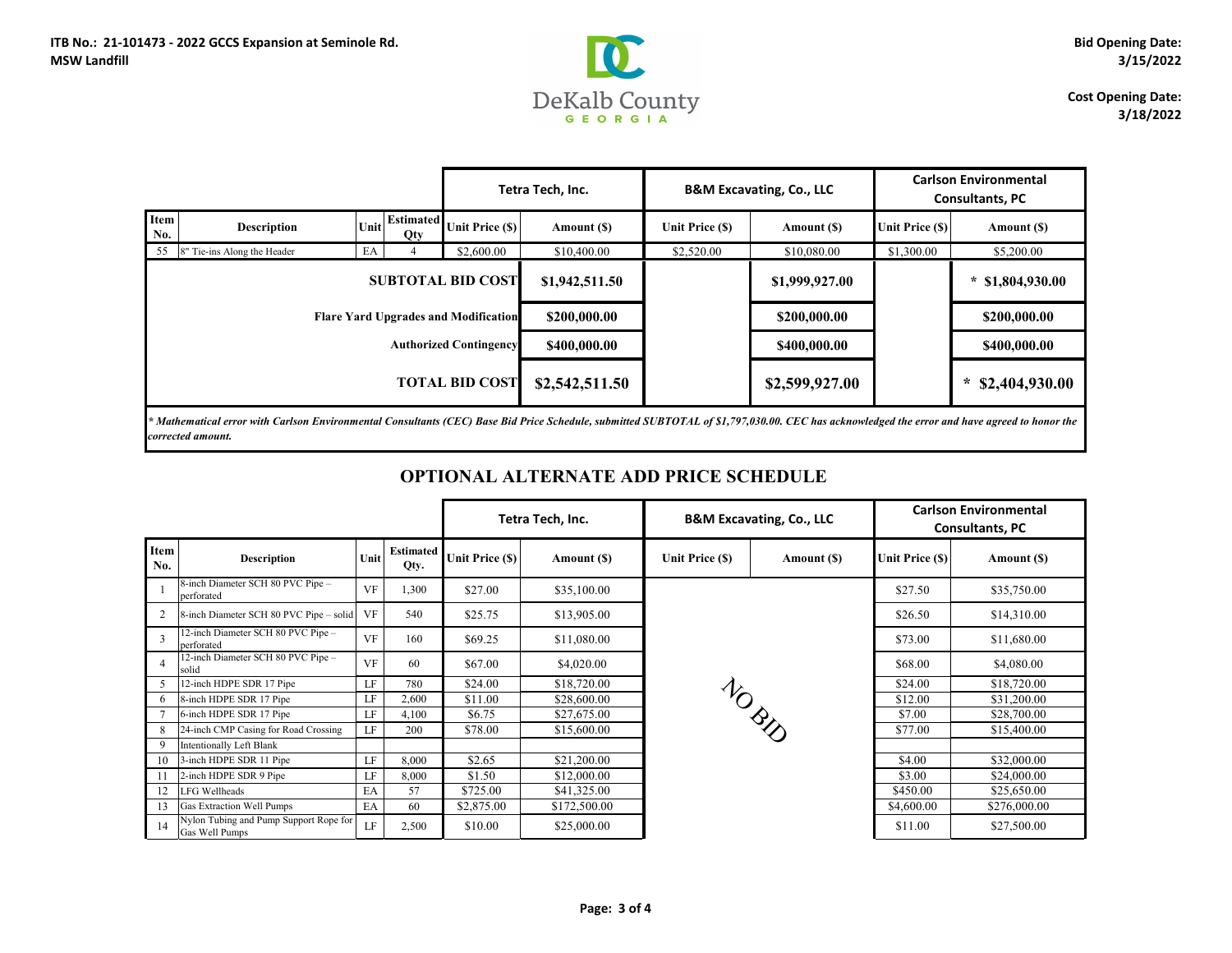**ITB No.: 21-101473 - 2022 GCCS Expansion at Seminole Rd. MSW Landfill**

**Bid Opening Date: 3/15/2022**

**Cost Opening Date: 3/18/2022**

| | | | | Tetra Tech, Inc. | | B&M Excavating, Co., LLC | | Carlson Environmental Consultants, PC | |
|---|---|---|---|---|---|---|---|---|---|
| **Item No.** | **Description** | **Unit** | **Estimated Qty** | **Unit Price ($)** | **Amount ($)** | **Unit Price ($)** | **Amount ($)** | **Unit Price ($)** | **Amount ($)** |
| 55 | 8" Tie-ins Along the Header | EA | 4 | $2,600.00 | $10,400.00 | $2,520.00 | $10,080.00 | $1,300.00 | $5,200.00 |
| | | | **SUBTOTAL BID COST** | | **$1,942,511.50** | | **$1,999,927.00** | | **\* $1,804,930.00** |
| | | | **Flare Yard Upgrades and Modification** | | **$200,000.00** | | **$200,000.00** | | **$200,000.00** |
| | | | **Authorized Contingency** | | **$400,000.00** | | **$400,000.00** | | **$400,000.00** |
| | | | **TOTAL BID COST** | | **$2,542,511.50** | | **$2,599,927.00** | | **\* $2,404,930.00** |

*\* Mathematical error with Carlson Environmental Consultants (CEC) Base Bid Price Schedule, submitted SUBTOTAL of $1,797,030.00. CEC has acknowledged the error and have agreed to honor the corrected amount.*

## OPTIONAL ALTERNATE ADD PRICE SCHEDULE

| | | | | Tetra Tech, Inc. | | B&M Excavating, Co., LLC | | Carlson Environmental Consultants, PC | |
|---|---|---|---|---|---|---|---|---|---|
| **Item No.** | **Description** | **Unit** | **Estimated Qty.** | **Unit Price ($)** | **Amount ($)** | **Unit Price ($)** | **Amount ($)** | **Unit Price ($)** | **Amount ($)** |
| 1 | 8-inch Diameter SCH 80 PVC Pipe – perforated | VF | 1,300 | $27.00 | $35,100.00 | NO BID | | $27.50 | $35,750.00 |
| 2 | 8-inch Diameter SCH 80 PVC Pipe – solid | VF | 540 | $25.75 | $13,905.00 | | | $26.50 | $14,310.00 |
| 3 | 12-inch Diameter SCH 80 PVC Pipe – perforated | VF | 160 | $69.25 | $11,080.00 | | | $73.00 | $11,680.00 |
| 4 | 12-inch Diameter SCH 80 PVC Pipe – solid | VF | 60 | $67.00 | $4,020.00 | | | $68.00 | $4,080.00 |
| 5 | 12-inch HDPE SDR 17 Pipe | LF | 780 | $24.00 | $18,720.00 | | | $24.00 | $18,720.00 |
| 6 | 8-inch HDPE SDR 17 Pipe | LF | 2,600 | $11.00 | $28,600.00 | | | $12.00 | $31,200.00 |
| 7 | 6-inch HDPE SDR 17 Pipe | LF | 4,100 | $6.75 | $27,675.00 | | | $7.00 | $28,700.00 |
| 8 | 24-inch CMP Casing for Road Crossing | LF | 200 | $78.00 | $15,600.00 | | | $77.00 | $15,400.00 |
| 9 | Intentionally Left Blank | | | | | | | | |
| 10 | 3-inch HDPE SDR 11 Pipe | LF | 8,000 | $2.65 | $21,200.00 | | | $4.00 | $32,000.00 |
| 11 | 2-inch HDPE SDR 9 Pipe | LF | 8,000 | $1.50 | $12,000.00 | | | $3.00 | $24,000.00 |
| 12 | LFG Wellheads | EA | 57 | $725.00 | $41,325.00 | | | $450.00 | $25,650.00 |
| 13 | Gas Extraction Well Pumps | EA | 60 | $2,875.00 | $172,500.00 | | | $4,600.00 | $276,000.00 |
| 14 | Nylon Tubing and Pump Support Rope for Gas Well Pumps | LF | 2,500 | $10.00 | $25,000.00 | | | $11.00 | $27,500.00 |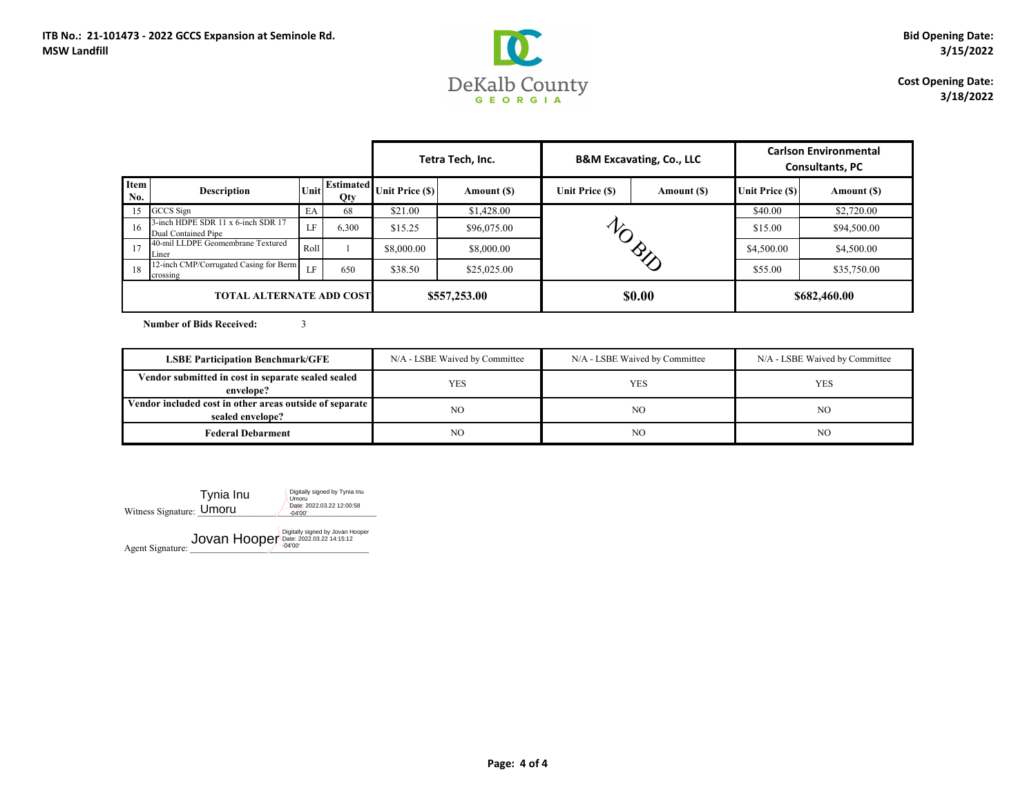**ITB No.: 21-101473 - 2022 GCCS Expansion at Seminole Rd. MSW Landfill**

DeKalb County GEORGIA

**Bid Opening Date: 3/15/2022**

**Cost Opening Date: 3/18/2022**

| | | | | Tetra Tech, Inc. | | B&M Excavating, Co., LLC | | Carlson Environmental Consultants, PC | |
|---|---|---|---|---|---|---|---|---|---|
| **Item No.** | **Description** | **Unit** | **Estimated Qty** | **Unit Price ($)** | **Amount ($)** | **Unit Price ($)** | **Amount ($)** | **Unit Price ($)** | **Amount ($)** |
| 15 | GCCS Sign | EA | 68 | $21.00 | $1,428.00 | NO BID | | $40.00 | $2,720.00 |
| 16 | 3-inch HDPE SDR 11 x 6-inch SDR 17 Dual Contained Pipe | LF | 6,300 | $15.25 | $96,075.00 | | | $15.00 | $94,500.00 |
| 17 | 40-mil LLDPE Geomembrane Textured Liner | Roll | 1 | $8,000.00 | $8,000.00 | | | $4,500.00 | $4,500.00 |
| 18 | 12-inch CMP/Corrugated Casing for Berm crossing | LF | 650 | $38.50 | $25,025.00 | | | $55.00 | $35,750.00 |
| **TOTAL ALTERNATE ADD COST** | | | | **$557,253.00** | | **$0.00** | | **$682,460.00** | |

**Number of Bids Received:** 3

| | Tetra Tech, Inc. | B&M Excavating, Co., LLC | Carlson Environmental Consultants, PC |
|---|---|---|---|
| **LSBE Participation Benchmark/GFE** | N/A - LSBE Waived by Committee | N/A - LSBE Waived by Committee | N/A - LSBE Waived by Committee |
| **Vendor submitted in cost in separate sealed sealed envelope?** | YES | YES | YES |
| **Vendor included cost in other areas outside of separate sealed envelope?** | NO | NO | NO |
| **Federal Debarment** | NO | NO | NO |

Witness Signature: Tynia Inu Umoru — Digitally signed by Tynia Inu Umoru Date: 2022.03.22 12:00:58 -04'00'

Agent Signature: Jovan Hooper — Digitally signed by Jovan Hooper Date: 2022.03.22 14:15:12 -04'00'